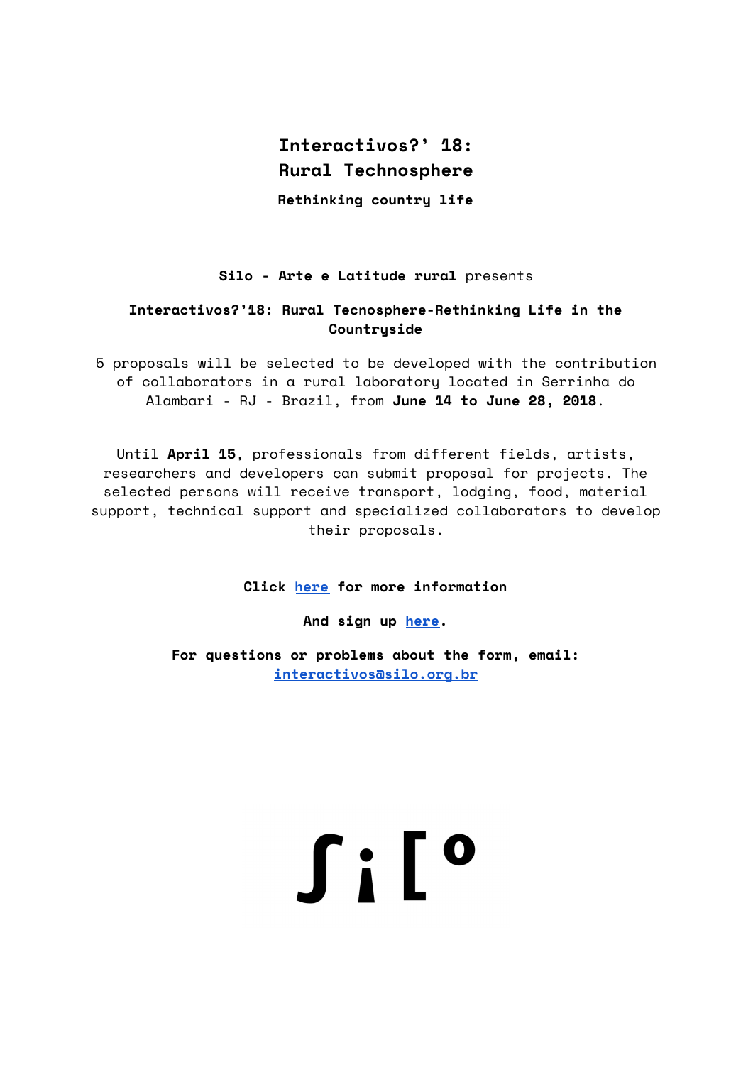# Interactivos?' 18:
# Rural Technosphere

**Rethinking country life**

**Silo - Arte e Latitude rural** presents

**Interactivos?'18: Rural Tecnosphere-Rethinking Life in the Countryside**

5 proposals will be selected to be developed with the contribution of collaborators in a rural laboratory located in Serrinha do Alambari - RJ - Brazil, from **June 14 to June 28, 2018**.

Until **April 15**, professionals from different fields, artists, researchers and developers can submit proposal for projects. The selected persons will receive transport, lodging, food, material support, technical support and specialized collaborators to develop their proposals.

**Click here for more information**

**And sign up here.**

**For questions or problems about the form, email: interactivos@silo.org.br**

ʃi[°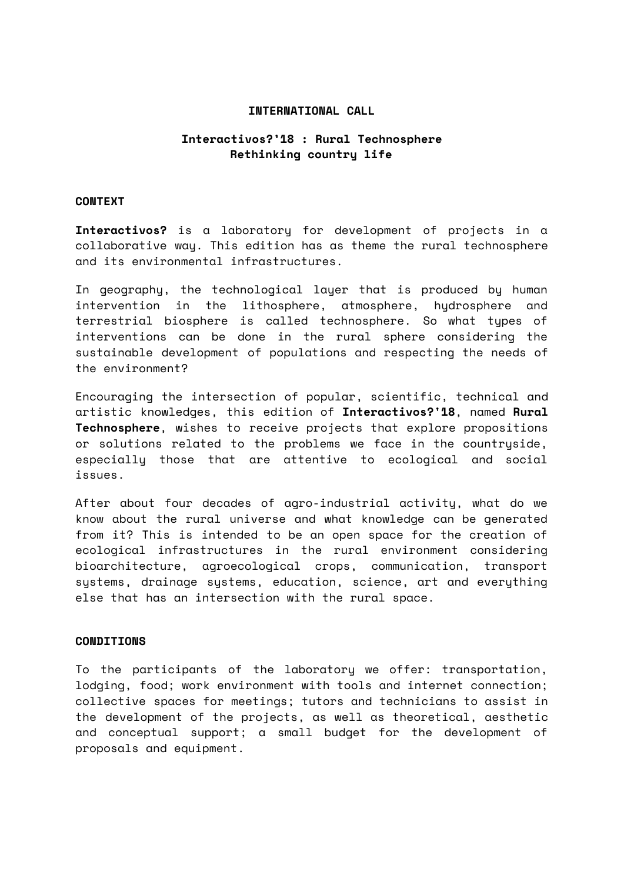**INTERNATIONAL CALL**

## Interactivos?'18 : Rural Technosphere
## Rethinking country life

### CONTEXT

**Interactivos?** is a laboratory for development of projects in a collaborative way. This edition has as theme the rural technosphere and its environmental infrastructures.

In geography, the technological layer that is produced by human intervention in the lithosphere, atmosphere, hydrosphere and terrestrial biosphere is called technosphere. So what types of interventions can be done in the rural sphere considering the sustainable development of populations and respecting the needs of the environment?

Encouraging the intersection of popular, scientific, technical and artistic knowledges, this edition of **Interactivos?'18**, named **Rural Technosphere**, wishes to receive projects that explore propositions or solutions related to the problems we face in the countryside, especially those that are attentive to ecological and social issues.

After about four decades of agro-industrial activity, what do we know about the rural universe and what knowledge can be generated from it? This is intended to be an open space for the creation of ecological infrastructures in the rural environment considering bioarchitecture, agroecological crops, communication, transport systems, drainage systems, education, science, art and everything else that has an intersection with the rural space.

### CONDITIONS

To the participants of the laboratory we offer: transportation, lodging, food; work environment with tools and internet connection; collective spaces for meetings; tutors and technicians to assist in the development of the projects, as well as theoretical, aesthetic and conceptual support; a small budget for the development of proposals and equipment.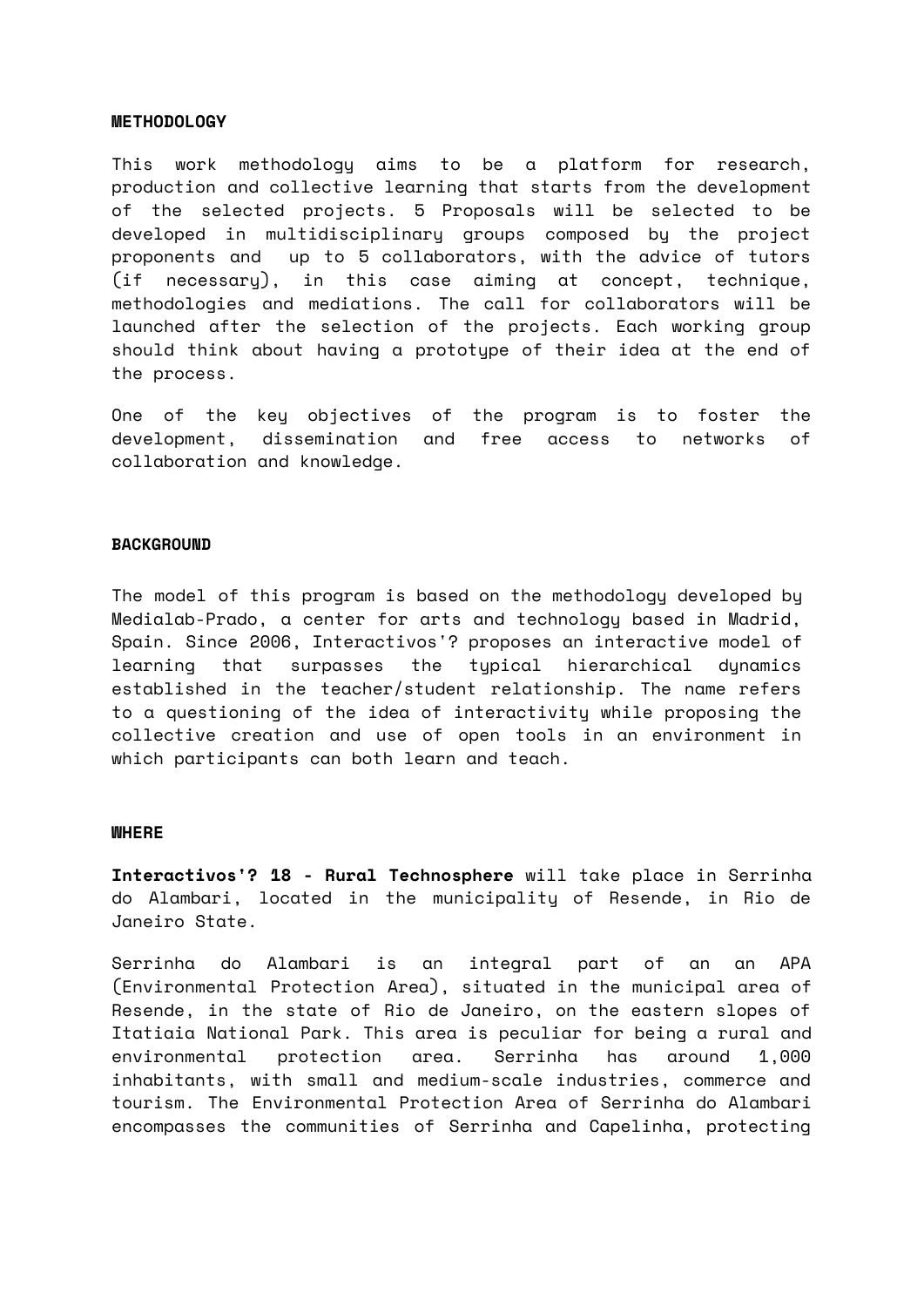## METHODOLOGY

This work methodology aims to be a platform for research, production and collective learning that starts from the development of the selected projects. 5 Proposals will be selected to be developed in multidisciplinary groups composed by the project proponents and up to 5 collaborators, with the advice of tutors (if necessary), in this case aiming at concept, technique, methodologies and mediations. The call for collaborators will be launched after the selection of the projects. Each working group should think about having a prototype of their idea at the end of the process.

One of the key objectives of the program is to foster the development, dissemination and free access to networks of collaboration and knowledge.

## BACKGROUND

The model of this program is based on the methodology developed by Medialab-Prado, a center for arts and technology based in Madrid, Spain. Since 2006, Interactivos'? proposes an interactive model of learning that surpasses the typical hierarchical dynamics established in the teacher/student relationship. The name refers to a questioning of the idea of interactivity while proposing the collective creation and use of open tools in an environment in which participants can both learn and teach.

## WHERE

**Interactivos'? 18 - Rural Technosphere** will take place in Serrinha do Alambari, located in the municipality of Resende, in Rio de Janeiro State.

Serrinha do Alambari is an integral part of an an APA (Environmental Protection Area), situated in the municipal area of Resende, in the state of Rio de Janeiro, on the eastern slopes of Itatiaia National Park. This area is peculiar for being a rural and environmental protection area. Serrinha has around 1,000 inhabitants, with small and medium-scale industries, commerce and tourism. The Environmental Protection Area of Serrinha do Alambari encompasses the communities of Serrinha and Capelinha, protecting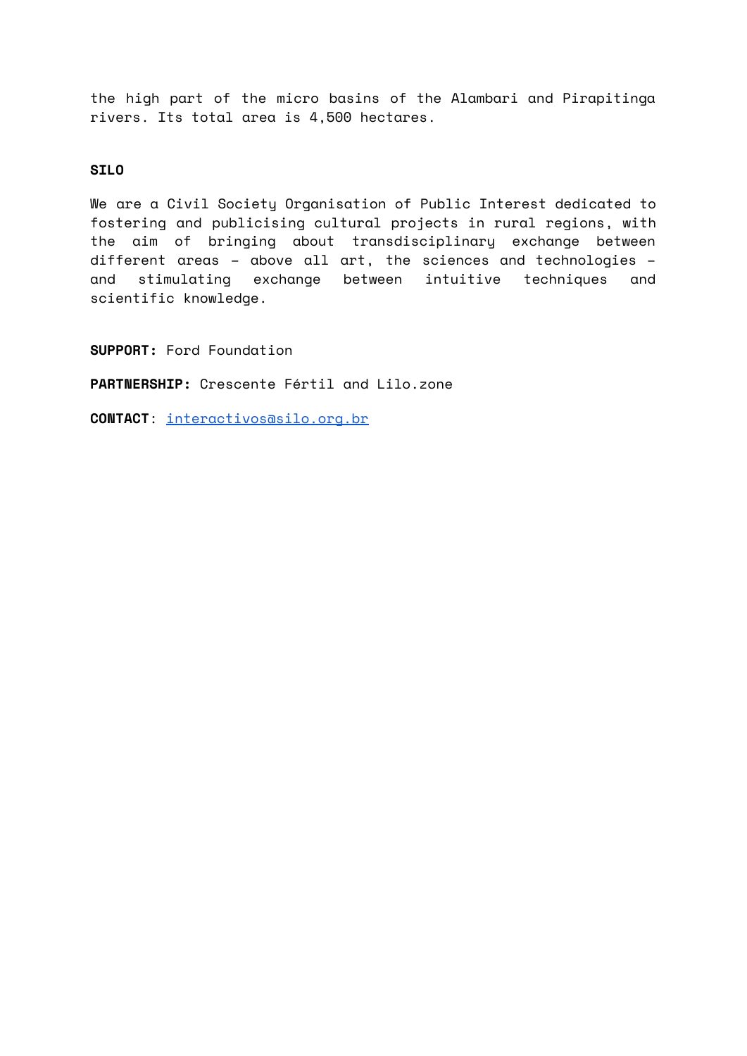the high part of the micro basins of the Alambari and Pirapitinga rivers. Its total area is 4,500 hectares.

## SILO

We are a Civil Society Organisation of Public Interest dedicated to fostering and publicising cultural projects in rural regions, with the aim of bringing about transdisciplinary exchange between different areas - above all art, the sciences and technologies - and stimulating exchange between intuitive techniques and scientific knowledge.

**SUPPORT:** Ford Foundation

**PARTNERSHIP:** Crescente Fértil and Lilo.zone

**CONTACT**: interactivos@silo.org.br